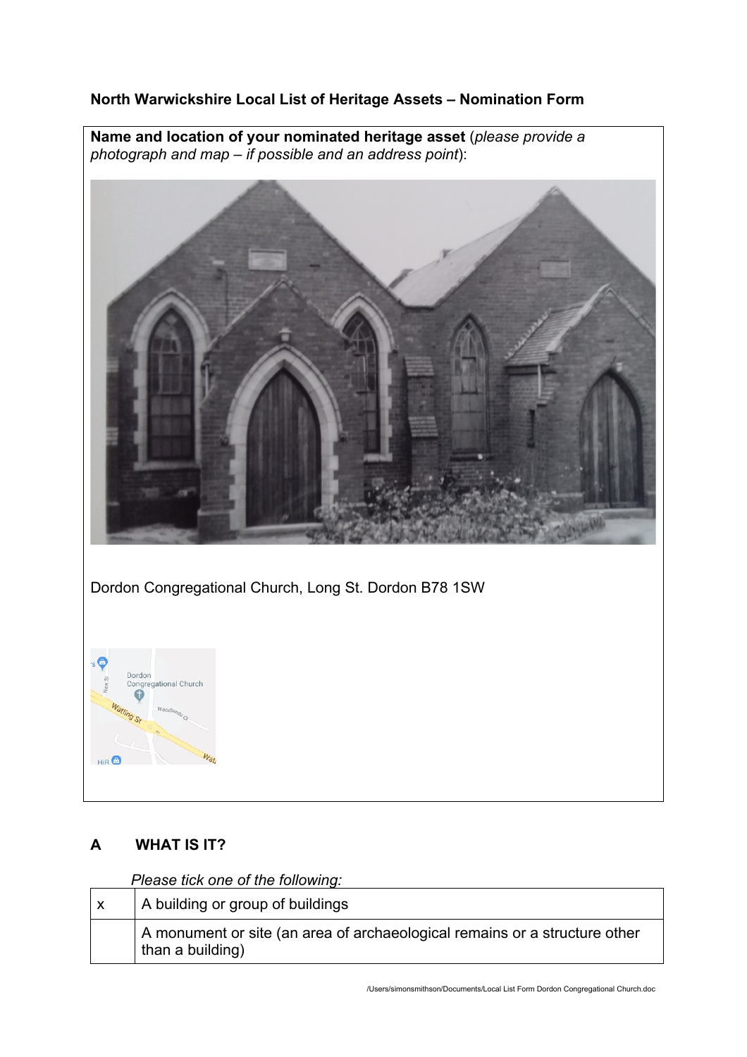## North Warwickshire Local List of Heritage Assets – Nomination Form

**Name and location of your nominated heritage asset** (*please provide a photograph and map – if possible and an address point*):

Dordon Congregational Church, Long St. Dordon B78 1SW

## A WHAT IS IT?

*Please tick one of the following:*

| | |
|---|---|
| x | A building or group of buildings |
| | A monument or site (an area of archaeological remains or a structure other than a building) |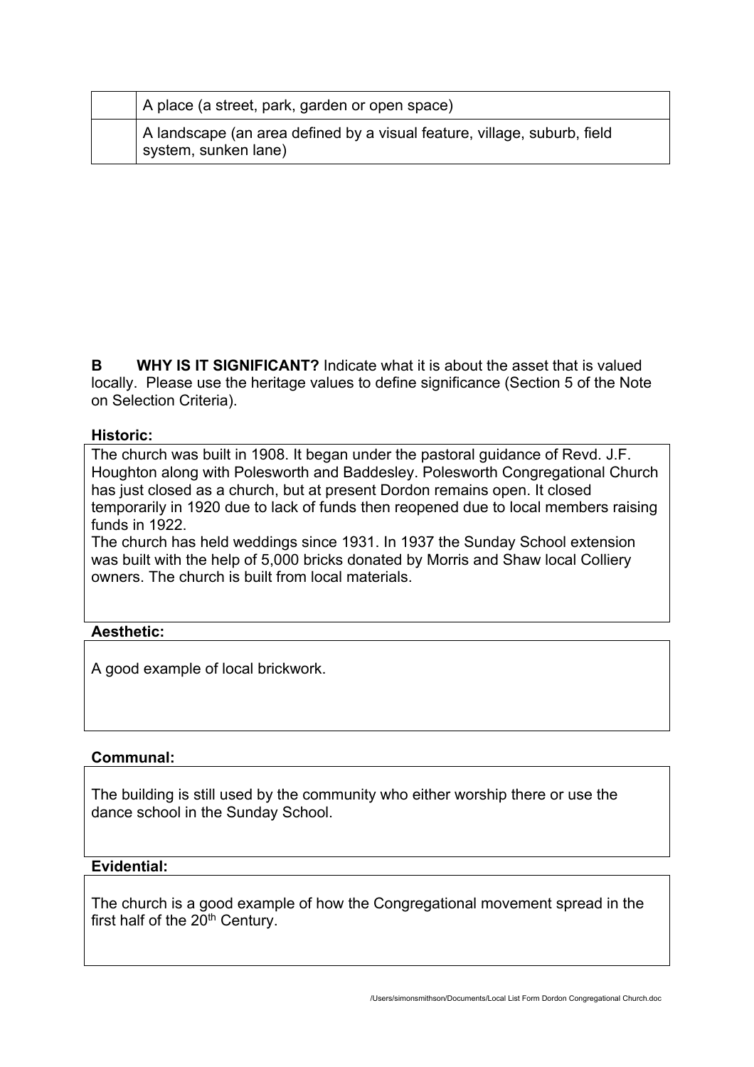| | |
|---|---|
| | A place (a street, park, garden or open space) |
| | A landscape (an area defined by a visual feature, village, suburb, field system, sunken lane) |

**B WHY IS IT SIGNIFICANT?** Indicate what it is about the asset that is valued locally. Please use the heritage values to define significance (Section 5 of the Note on Selection Criteria).

**Historic:**

The church was built in 1908. It began under the pastoral guidance of Revd. J.F. Houghton along with Polesworth and Baddesley. Polesworth Congregational Church has just closed as a church, but at present Dordon remains open. It closed temporarily in 1920 due to lack of funds then reopened due to local members raising funds in 1922.

The church has held weddings since 1931. In 1937 the Sunday School extension was built with the help of 5,000 bricks donated by Morris and Shaw local Colliery owners. The church is built from local materials.

**Aesthetic:**

A good example of local brickwork.

**Communal:**

The building is still used by the community who either worship there or use the dance school in the Sunday School.

**Evidential:**

The church is a good example of how the Congregational movement spread in the first half of the 20th Century.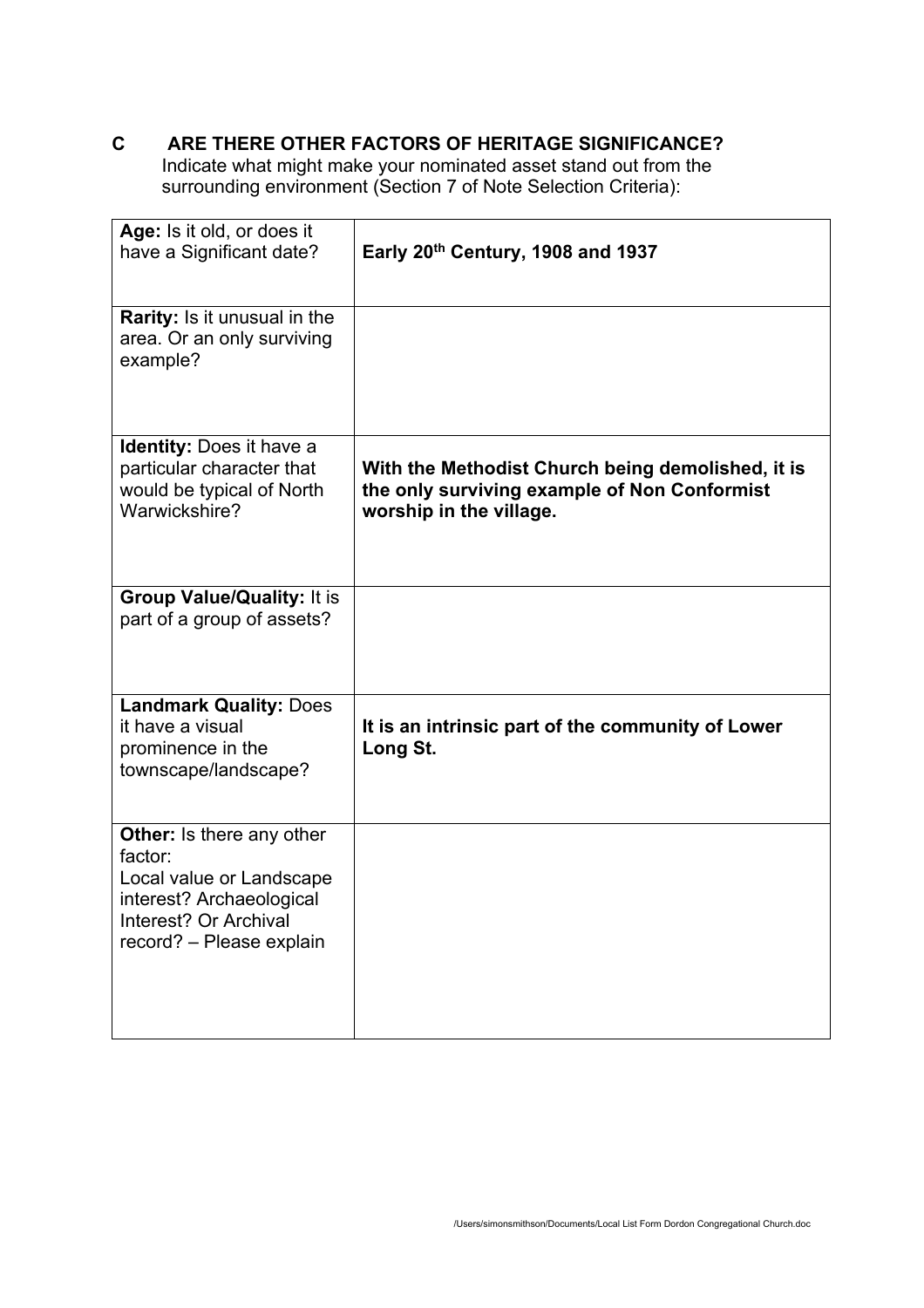## C ARE THERE OTHER FACTORS OF HERITAGE SIGNIFICANCE?

Indicate what might make your nominated asset stand out from the surrounding environment (Section 7 of Note Selection Criteria):

| | |
|---|---|
| **Age:** Is it old, or does it have a Significant date? | **Early 20th Century, 1908 and 1937** |
| **Rarity:** Is it unusual in the area. Or an only surviving example? | |
| **Identity:** Does it have a particular character that would be typical of North Warwickshire? | **With the Methodist Church being demolished, it is the only surviving example of Non Conformist worship in the village.** |
| **Group Value/Quality:** It is part of a group of assets? | |
| **Landmark Quality:** Does it have a visual prominence in the townscape/landscape? | **It is an intrinsic part of the community of Lower Long St.** |
| **Other:** Is there any other factor: Local value or Landscape interest? Archaeological Interest? Or Archival record? – Please explain | |